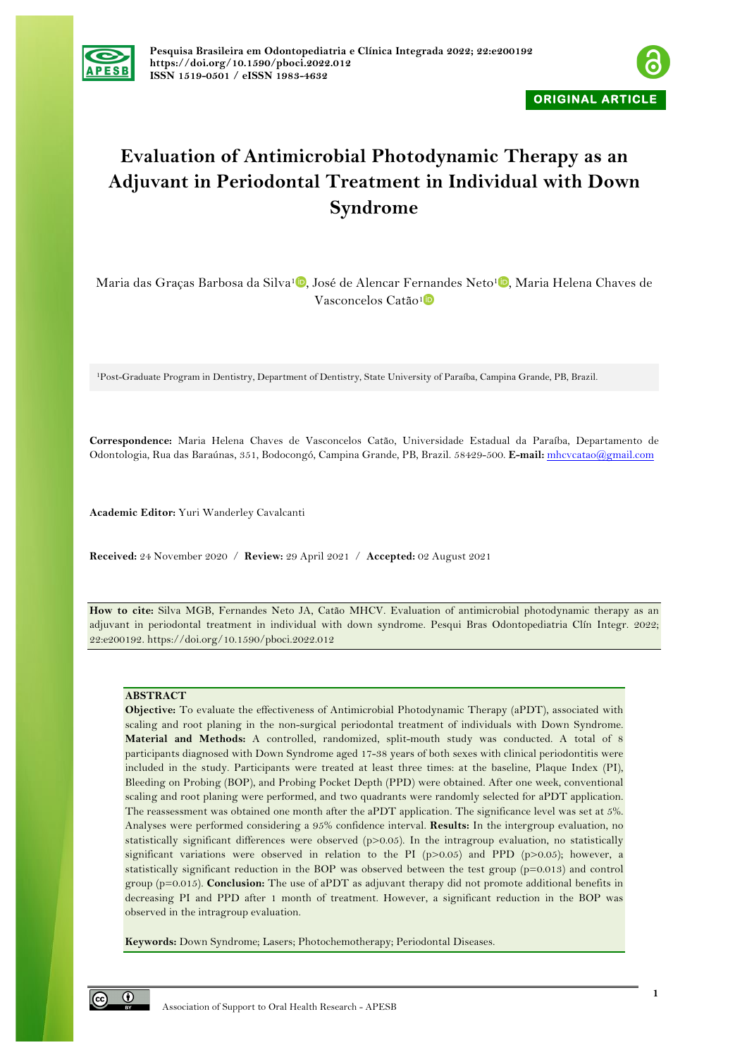ORIGINAL ARTICLE

# Evaluation of Antimicrobial Photodynamic Therapy as an Adjuvant in Periodontal Treatment in Individual with Down Syndrome

Maria das Graças Barbosa da Silva[1], José de Alencar Fernandes Neto[1], Maria Helena Chaves de Vasconcelos Catão[1]

[1]Post-Graduate Program in Dentistry, Department of Dentistry, State University of Paraíba, Campina Grande, PB, Brazil.

**Correspondence:** Maria Helena Chaves de Vasconcelos Catão, Universidade Estadual da Paraíba, Departamento de Odontologia, Rua das Baraúnas, 351, Bodocongó, Campina Grande, PB, Brazil. 58429-500. **E-mail:** mhcvcatao@gmail.com

**Academic Editor:** Yuri Wanderley Cavalcanti

**Received:** 24 November 2020 / **Review:** 29 April 2021 / **Accepted:** 02 August 2021

**How to cite:** Silva MGB, Fernandes Neto JA, Catão MHCV. Evaluation of antimicrobial photodynamic therapy as an adjuvant in periodontal treatment in individual with down syndrome. Pesqui Bras Odontopediatria Clín Integr. 2022; 22:e200192. https://doi.org/10.1590/pboci.2022.012

## ABSTRACT

**Objective:** To evaluate the effectiveness of Antimicrobial Photodynamic Therapy (aPDT), associated with scaling and root planing in the non-surgical periodontal treatment of individuals with Down Syndrome. **Material and Methods:** A controlled, randomized, split-mouth study was conducted. A total of 8 participants diagnosed with Down Syndrome aged 17-38 years of both sexes with clinical periodontitis were included in the study. Participants were treated at least three times: at the baseline, Plaque Index (PI), Bleeding on Probing (BOP), and Probing Pocket Depth (PPD) were obtained. After one week, conventional scaling and root planing were performed, and two quadrants were randomly selected for aPDT application. The reassessment was obtained one month after the aPDT application. The significance level was set at 5%. Analyses were performed considering a 95% confidence interval. **Results:** In the intergroup evaluation, no statistically significant differences were observed ($p>0.05$). In the intragroup evaluation, no statistically significant variations were observed in relation to the PI ($p>0.05$) and PPD ($p>0.05$); however, a statistically significant reduction in the BOP was observed between the test group ($p=0.013$) and control group ($p=0.015$). **Conclusion:** The use of aPDT as adjuvant therapy did not promote additional benefits in decreasing PI and PPD after 1 month of treatment. However, a significant reduction in the BOP was observed in the intragroup evaluation.

**Keywords:** Down Syndrome; Lasers; Photochemotherapy; Periodontal Diseases.

Association of Support to Oral Health Research - APESB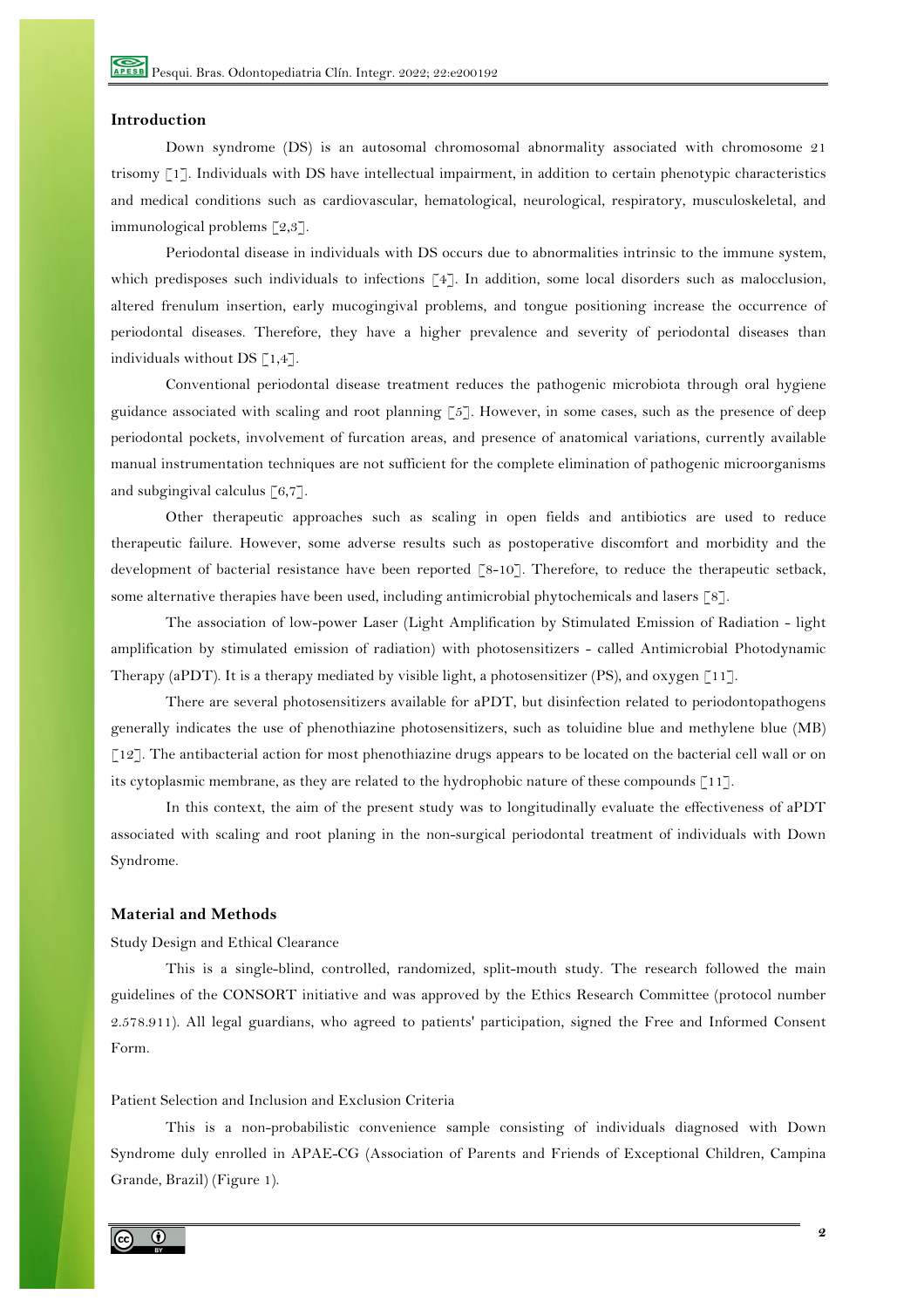## Introduction

Down syndrome (DS) is an autosomal chromosomal abnormality associated with chromosome 21 trisomy [1]. Individuals with DS have intellectual impairment, in addition to certain phenotypic characteristics and medical conditions such as cardiovascular, hematological, neurological, respiratory, musculoskeletal, and immunological problems [2,3].

Periodontal disease in individuals with DS occurs due to abnormalities intrinsic to the immune system, which predisposes such individuals to infections [4]. In addition, some local disorders such as malocclusion, altered frenulum insertion, early mucogingival problems, and tongue positioning increase the occurrence of periodontal diseases. Therefore, they have a higher prevalence and severity of periodontal diseases than individuals without DS [1,4].

Conventional periodontal disease treatment reduces the pathogenic microbiota through oral hygiene guidance associated with scaling and root planning [5]. However, in some cases, such as the presence of deep periodontal pockets, involvement of furcation areas, and presence of anatomical variations, currently available manual instrumentation techniques are not sufficient for the complete elimination of pathogenic microorganisms and subgingival calculus [6,7].

Other therapeutic approaches such as scaling in open fields and antibiotics are used to reduce therapeutic failure. However, some adverse results such as postoperative discomfort and morbidity and the development of bacterial resistance have been reported [8-10]. Therefore, to reduce the therapeutic setback, some alternative therapies have been used, including antimicrobial phytochemicals and lasers [8].

The association of low-power Laser (Light Amplification by Stimulated Emission of Radiation - light amplification by stimulated emission of radiation) with photosensitizers - called Antimicrobial Photodynamic Therapy (aPDT). It is a therapy mediated by visible light, a photosensitizer (PS), and oxygen [11].

There are several photosensitizers available for aPDT, but disinfection related to periodontopathogens generally indicates the use of phenothiazine photosensitizers, such as toluidine blue and methylene blue (MB) [12]. The antibacterial action for most phenothiazine drugs appears to be located on the bacterial cell wall or on its cytoplasmic membrane, as they are related to the hydrophobic nature of these compounds [11].

In this context, the aim of the present study was to longitudinally evaluate the effectiveness of aPDT associated with scaling and root planing in the non-surgical periodontal treatment of individuals with Down Syndrome.

## Material and Methods

### Study Design and Ethical Clearance

This is a single-blind, controlled, randomized, split-mouth study. The research followed the main guidelines of the CONSORT initiative and was approved by the Ethics Research Committee (protocol number 2.578.911). All legal guardians, who agreed to patients' participation, signed the Free and Informed Consent Form.

### Patient Selection and Inclusion and Exclusion Criteria

This is a non-probabilistic convenience sample consisting of individuals diagnosed with Down Syndrome duly enrolled in APAE-CG (Association of Parents and Friends of Exceptional Children, Campina Grande, Brazil) (Figure 1).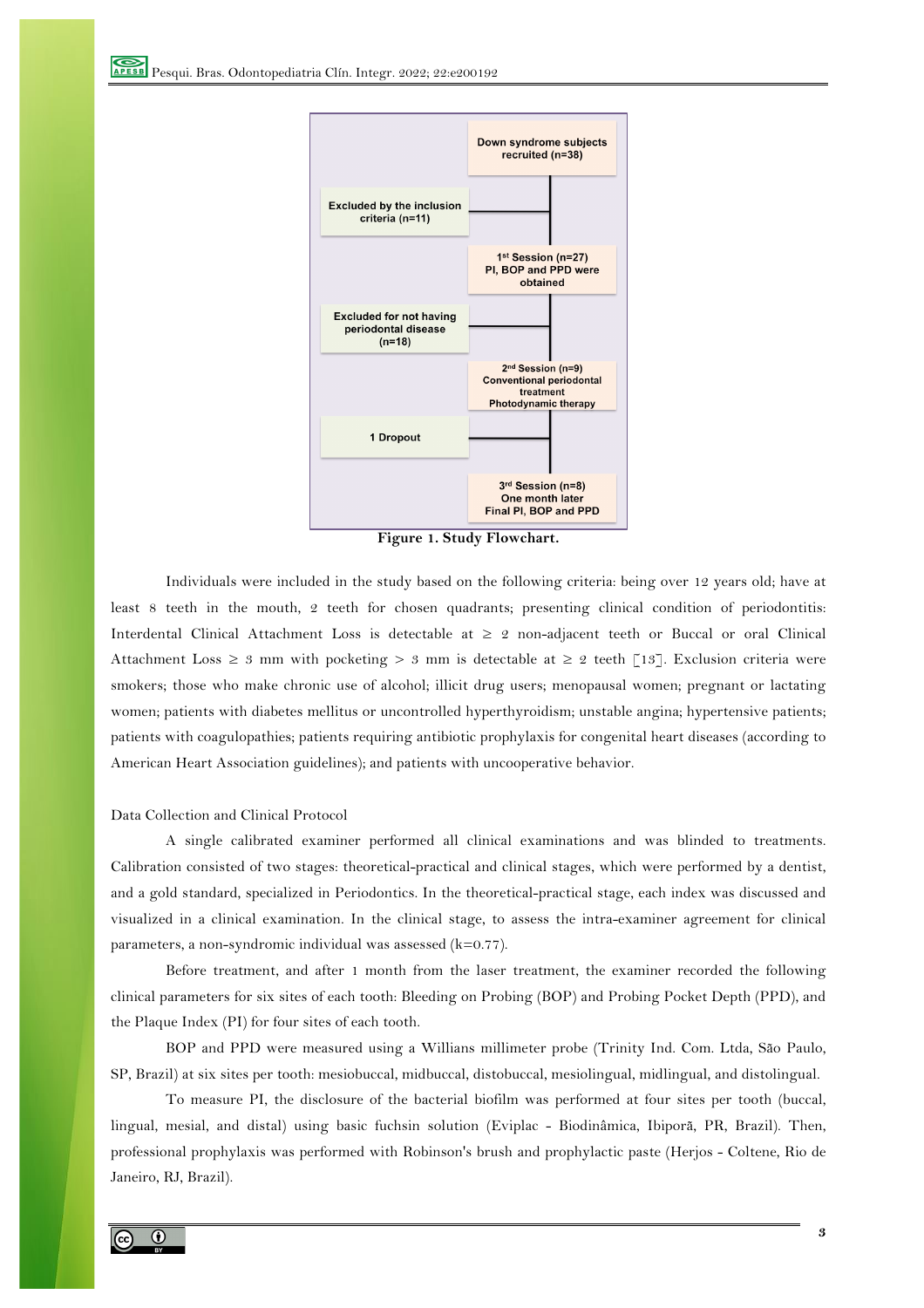Down syndrome subjects recruited (n=38)

Excluded by the inclusion criteria (n=11)

1st Session (n=27)
PI, BOP and PPD were obtained

Excluded for not having periodontal disease (n=18)

2nd Session (n=9)
Conventional periodontal treatment
Photodynamic therapy

1 Dropout

3rd Session (n=8)
One month later
Final PI, BOP and PPD

**Figure 1. Study Flowchart.**

Individuals were included in the study based on the following criteria: being over 12 years old; have at least 8 teeth in the mouth, 2 teeth for chosen quadrants; presenting clinical condition of periodontitis: Interdental Clinical Attachment Loss is detectable at ≥ 2 non-adjacent teeth or Buccal or oral Clinical Attachment Loss ≥ 3 mm with pocketing > 3 mm is detectable at ≥ 2 teeth [13]. Exclusion criteria were smokers; those who make chronic use of alcohol; illicit drug users; menopausal women; pregnant or lactating women; patients with diabetes mellitus or uncontrolled hyperthyroidism; unstable angina; hypertensive patients; patients with coagulopathies; patients requiring antibiotic prophylaxis for congenital heart diseases (according to American Heart Association guidelines); and patients with uncooperative behavior.

Data Collection and Clinical Protocol

A single calibrated examiner performed all clinical examinations and was blinded to treatments. Calibration consisted of two stages: theoretical-practical and clinical stages, which were performed by a dentist, and a gold standard, specialized in Periodontics. In the theoretical-practical stage, each index was discussed and visualized in a clinical examination. In the clinical stage, to assess the intra-examiner agreement for clinical parameters, a non-syndromic individual was assessed (k=0.77).

Before treatment, and after 1 month from the laser treatment, the examiner recorded the following clinical parameters for six sites of each tooth: Bleeding on Probing (BOP) and Probing Pocket Depth (PPD), and the Plaque Index (PI) for four sites of each tooth.

BOP and PPD were measured using a Willians millimeter probe (Trinity Ind. Com. Ltda, São Paulo, SP, Brazil) at six sites per tooth: mesiobuccal, midbuccal, distobuccal, mesiolingual, midlingual, and distolingual.

To measure PI, the disclosure of the bacterial biofilm was performed at four sites per tooth (buccal, lingual, mesial, and distal) using basic fuchsin solution (Eviplac - Biodinâmica, Ibiporã, PR, Brazil). Then, professional prophylaxis was performed with Robinson's brush and prophylactic paste (Herjos - Coltene, Rio de Janeiro, RJ, Brazil).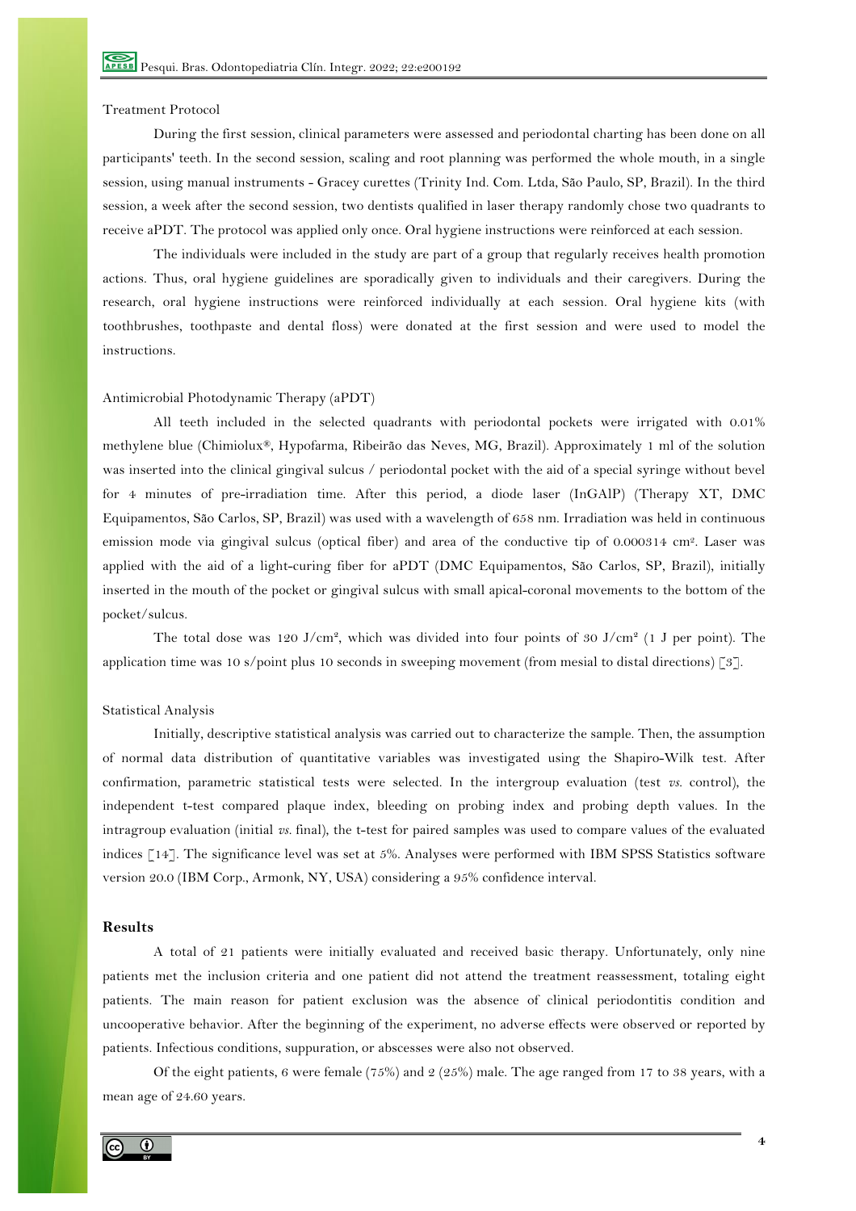### Treatment Protocol

During the first session, clinical parameters were assessed and periodontal charting has been done on all participants' teeth. In the second session, scaling and root planning was performed the whole mouth, in a single session, using manual instruments - Gracey curettes (Trinity Ind. Com. Ltda, São Paulo, SP, Brazil). In the third session, a week after the second session, two dentists qualified in laser therapy randomly chose two quadrants to receive aPDT. The protocol was applied only once. Oral hygiene instructions were reinforced at each session.

The individuals were included in the study are part of a group that regularly receives health promotion actions. Thus, oral hygiene guidelines are sporadically given to individuals and their caregivers. During the research, oral hygiene instructions were reinforced individually at each session. Oral hygiene kits (with toothbrushes, toothpaste and dental floss) were donated at the first session and were used to model the instructions.

### Antimicrobial Photodynamic Therapy (aPDT)

All teeth included in the selected quadrants with periodontal pockets were irrigated with 0.01% methylene blue (Chimiolux®, Hypofarma, Ribeirão das Neves, MG, Brazil). Approximately 1 ml of the solution was inserted into the clinical gingival sulcus / periodontal pocket with the aid of a special syringe without bevel for 4 minutes of pre-irradiation time. After this period, a diode laser (InGAlP) (Therapy XT, DMC Equipamentos, São Carlos, SP, Brazil) was used with a wavelength of 658 nm. Irradiation was held in continuous emission mode via gingival sulcus (optical fiber) and area of the conductive tip of 0.000314 $cm^2$. Laser was applied with the aid of a light-curing fiber for aPDT (DMC Equipamentos, São Carlos, SP, Brazil), initially inserted in the mouth of the pocket or gingival sulcus with small apical-coronal movements to the bottom of the pocket/sulcus.

The total dose was 120 $J/cm^2$, which was divided into four points of 30 $J/cm^2$ (1 J per point). The application time was 10 s/point plus 10 seconds in sweeping movement (from mesial to distal directions) [3].

### Statistical Analysis

Initially, descriptive statistical analysis was carried out to characterize the sample. Then, the assumption of normal data distribution of quantitative variables was investigated using the Shapiro-Wilk test. After confirmation, parametric statistical tests were selected. In the intergroup evaluation (test *vs.* control), the independent t-test compared plaque index, bleeding on probing index and probing depth values. In the intragroup evaluation (initial *vs.* final), the t-test for paired samples was used to compare values of the evaluated indices [14]. The significance level was set at 5%. Analyses were performed with IBM SPSS Statistics software version 20.0 (IBM Corp., Armonk, NY, USA) considering a 95% confidence interval.

## Results

A total of 21 patients were initially evaluated and received basic therapy. Unfortunately, only nine patients met the inclusion criteria and one patient did not attend the treatment reassessment, totaling eight patients. The main reason for patient exclusion was the absence of clinical periodontitis condition and uncooperative behavior. After the beginning of the experiment, no adverse effects were observed or reported by patients. Infectious conditions, suppuration, or abscesses were also not observed.

Of the eight patients, 6 were female (75%) and 2 (25%) male. The age ranged from 17 to 38 years, with a mean age of 24.60 years.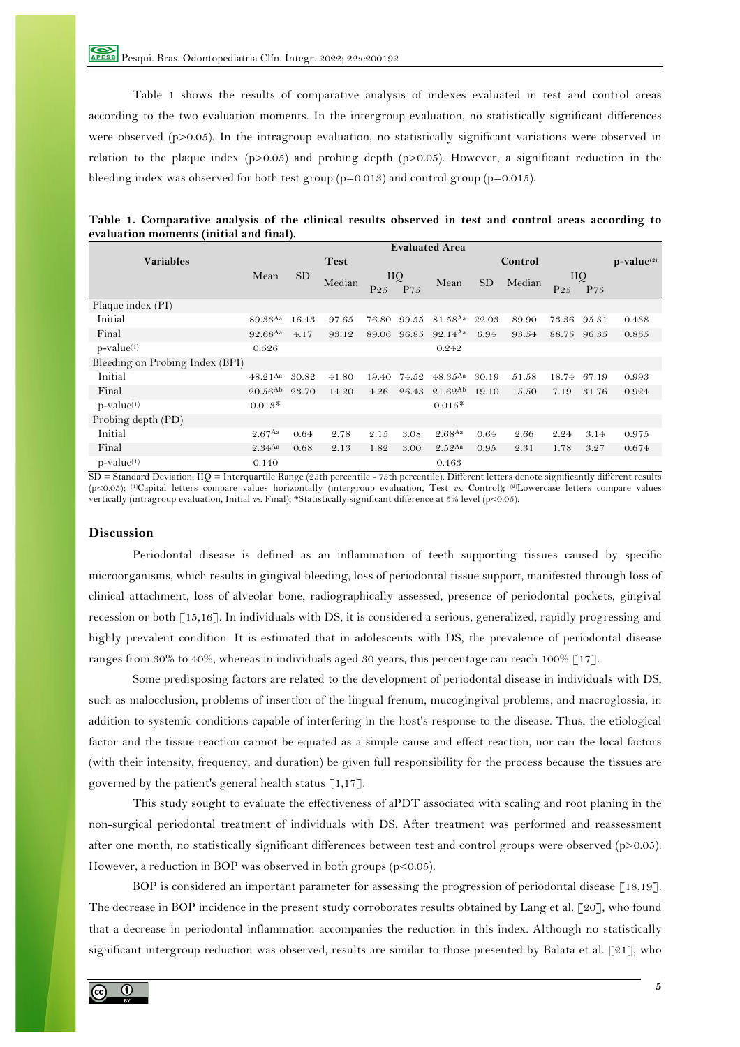Table 1 shows the results of comparative analysis of indexes evaluated in test and control areas according to the two evaluation moments. In the intergroup evaluation, no statistically significant differences were observed (p>0.05). In the intragroup evaluation, no statistically significant variations were observed in relation to the plaque index (p>0.05) and probing depth (p>0.05). However, a significant reduction in the bleeding index was observed for both test group (p=0.013) and control group (p=0.015).

**Table 1. Comparative analysis of the clinical results observed in test and control areas according to evaluation moments (initial and final).**

| Variables | Evaluated Area | | | | | | | | | | p-value[2] |
|---|---|---|---|---|---|---|---|---|---|---|---|
| | Test | | | | | Control | | | | | |
| | Mean | SD | Median | IIQ | | Mean | SD | Median | IIQ | | |
| | | | | P25 | P75 | | | | P25 | P75 | |
| Plaque index (PI) | | | | | | | | | | | |
| Initial | 89.33[Aa] | 16.43 | 97.65 | 76.80 | 99.55 | 81.58[Aa] | 22.03 | 89.90 | 73.36 | 95.31 | 0.438 |
| Final | 92.68[Aa] | 4.17 | 93.12 | 89.06 | 96.85 | 92.14[Aa] | 6.94 | 93.54 | 88.75 | 96.35 | 0.855 |
| p-value[1] | 0.526 | | | | | 0.242 | | | | | |
| Bleeding on Probing Index (BPI) | | | | | | | | | | | |
| Initial | 48.21[Aa] | 30.82 | 41.80 | 19.40 | 74.52 | 48.35[Aa] | 30.19 | 51.58 | 18.74 | 67.19 | 0.993 |
| Final | 20.56[Ab] | 23.70 | 14.20 | 4.26 | 26.43 | 21.62[Ab] | 19.10 | 15.50 | 7.19 | 31.76 | 0.924 |
| p-value[1] | 0.013* | | | | | 0.015* | | | | | |
| Probing depth (PD) | | | | | | | | | | | |
| Initial | 2.67[Aa] | 0.64 | 2.78 | 2.15 | 3.08 | 2.68[Aa] | 0.64 | 2.66 | 2.24 | 3.14 | 0.975 |
| Final | 2.34[Aa] | 0.68 | 2.13 | 1.82 | 3.00 | 2.52[Aa] | 0.95 | 2.31 | 1.78 | 3.27 | 0.674 |
| p-value[1] | 0.140 | | | | | 0.463 | | | | | |

SD = Standard Deviation; IIQ = Interquartile Range (25th percentile - 75th percentile). Different letters denote significantly different results (p<0.05); [1]Capital letters compare values horizontally (intergroup evaluation, Test *vs.* Control); [2]Lowercase letters compare values vertically (intragroup evaluation, Initial *vs.* Final); *Statistically significant difference at 5% level (p<0.05).

## Discussion

Periodontal disease is defined as an inflammation of teeth supporting tissues caused by specific microorganisms, which results in gingival bleeding, loss of periodontal tissue support, manifested through loss of clinical attachment, loss of alveolar bone, radiographically assessed, presence of periodontal pockets, gingival recession or both [15,16]. In individuals with DS, it is considered a serious, generalized, rapidly progressing and highly prevalent condition. It is estimated that in adolescents with DS, the prevalence of periodontal disease ranges from 30% to 40%, whereas in individuals aged 30 years, this percentage can reach 100% [17].

Some predisposing factors are related to the development of periodontal disease in individuals with DS, such as malocclusion, problems of insertion of the lingual frenum, mucogingival problems, and macroglossia, in addition to systemic conditions capable of interfering in the host's response to the disease. Thus, the etiological factor and the tissue reaction cannot be equated as a simple cause and effect reaction, nor can the local factors (with their intensity, frequency, and duration) be given full responsibility for the process because the tissues are governed by the patient's general health status [1,17].

This study sought to evaluate the effectiveness of aPDT associated with scaling and root planing in the non-surgical periodontal treatment of individuals with DS. After treatment was performed and reassessment after one month, no statistically significant differences between test and control groups were observed (p>0.05). However, a reduction in BOP was observed in both groups (p<0.05).

BOP is considered an important parameter for assessing the progression of periodontal disease [18,19]. The decrease in BOP incidence in the present study corroborates results obtained by Lang et al. [20], who found that a decrease in periodontal inflammation accompanies the reduction in this index. Although no statistically significant intergroup reduction was observed, results are similar to those presented by Balata et al. [21], who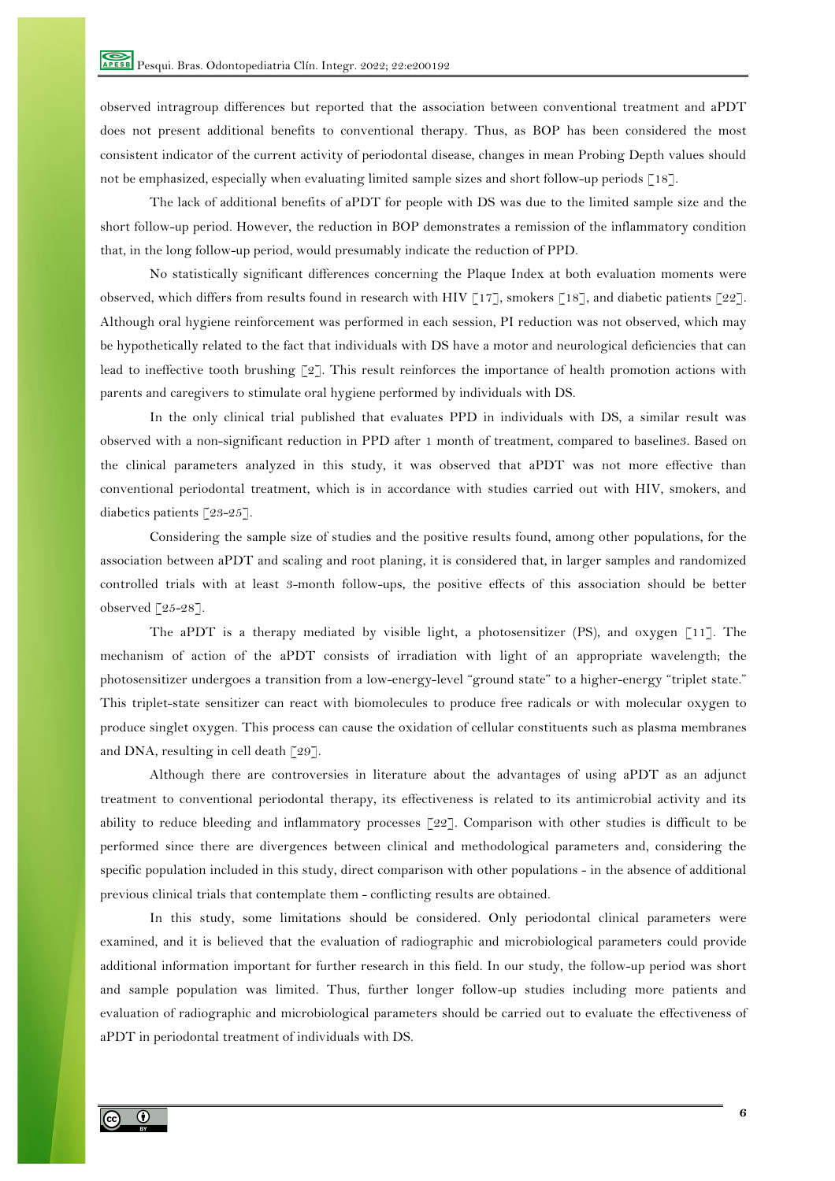observed intragroup differences but reported that the association between conventional treatment and aPDT does not present additional benefits to conventional therapy. Thus, as BOP has been considered the most consistent indicator of the current activity of periodontal disease, changes in mean Probing Depth values should not be emphasized, especially when evaluating limited sample sizes and short follow-up periods [18].

The lack of additional benefits of aPDT for people with DS was due to the limited sample size and the short follow-up period. However, the reduction in BOP demonstrates a remission of the inflammatory condition that, in the long follow-up period, would presumably indicate the reduction of PPD.

No statistically significant differences concerning the Plaque Index at both evaluation moments were observed, which differs from results found in research with HIV [17], smokers [18], and diabetic patients [22]. Although oral hygiene reinforcement was performed in each session, PI reduction was not observed, which may be hypothetically related to the fact that individuals with DS have a motor and neurological deficiencies that can lead to ineffective tooth brushing [2]. This result reinforces the importance of health promotion actions with parents and caregivers to stimulate oral hygiene performed by individuals with DS.

In the only clinical trial published that evaluates PPD in individuals with DS, a similar result was observed with a non-significant reduction in PPD after 1 month of treatment, compared to baseline3. Based on the clinical parameters analyzed in this study, it was observed that aPDT was not more effective than conventional periodontal treatment, which is in accordance with studies carried out with HIV, smokers, and diabetics patients [23-25].

Considering the sample size of studies and the positive results found, among other populations, for the association between aPDT and scaling and root planing, it is considered that, in larger samples and randomized controlled trials with at least 3-month follow-ups, the positive effects of this association should be better observed [25-28].

The aPDT is a therapy mediated by visible light, a photosensitizer (PS), and oxygen [11]. The mechanism of action of the aPDT consists of irradiation with light of an appropriate wavelength; the photosensitizer undergoes a transition from a low-energy-level "ground state" to a higher-energy "triplet state." This triplet-state sensitizer can react with biomolecules to produce free radicals or with molecular oxygen to produce singlet oxygen. This process can cause the oxidation of cellular constituents such as plasma membranes and DNA, resulting in cell death [29].

Although there are controversies in literature about the advantages of using aPDT as an adjunct treatment to conventional periodontal therapy, its effectiveness is related to its antimicrobial activity and its ability to reduce bleeding and inflammatory processes [22]. Comparison with other studies is difficult to be performed since there are divergences between clinical and methodological parameters and, considering the specific population included in this study, direct comparison with other populations - in the absence of additional previous clinical trials that contemplate them - conflicting results are obtained.

In this study, some limitations should be considered. Only periodontal clinical parameters were examined, and it is believed that the evaluation of radiographic and microbiological parameters could provide additional information important for further research in this field. In our study, the follow-up period was short and sample population was limited. Thus, further longer follow-up studies including more patients and evaluation of radiographic and microbiological parameters should be carried out to evaluate the effectiveness of aPDT in periodontal treatment of individuals with DS.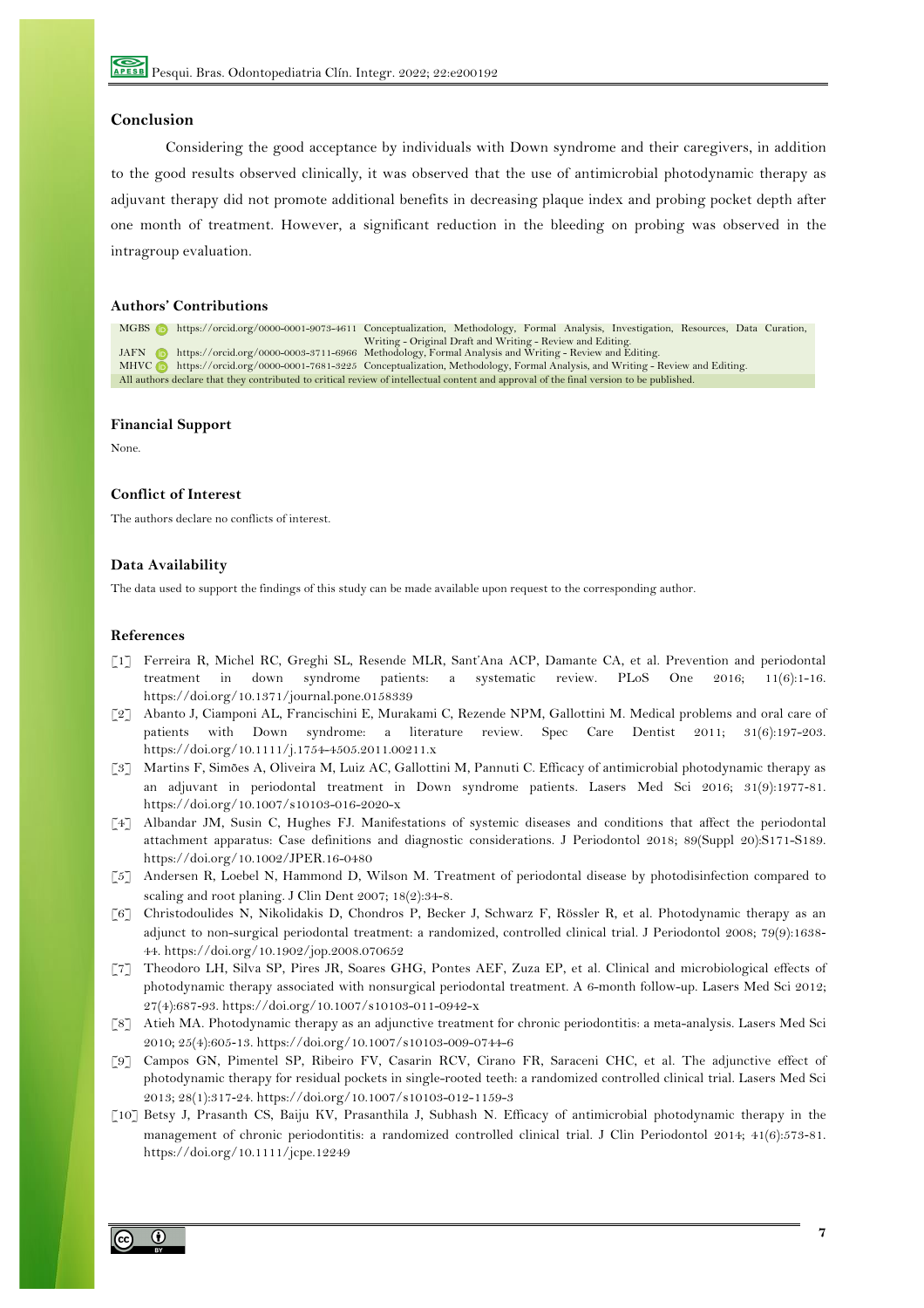## Conclusion

Considering the good acceptance by individuals with Down syndrome and their caregivers, in addition to the good results observed clinically, it was observed that the use of antimicrobial photodynamic therapy as adjuvant therapy did not promote additional benefits in decreasing plaque index and probing pocket depth after one month of treatment. However, a significant reduction in the bleeding on probing was observed in the intragroup evaluation.

## Authors' Contributions

| | | |
|---|---|---|
| MGBS | https://orcid.org/0000-0001-9073-4611 | Conceptualization, Methodology, Formal Analysis, Investigation, Resources, Data Curation, Writing - Original Draft and Writing - Review and Editing. |
| JAFN | https://orcid.org/0000-0003-3711-6966 | Methodology, Formal Analysis and Writing - Review and Editing. |
| MHVC | https://orcid.org/0000-0001-7681-3225 | Conceptualization, Methodology, Formal Analysis, and Writing - Review and Editing. |

All authors declare that they contributed to critical review of intellectual content and approval of the final version to be published.

## Financial Support

None.

## Conflict of Interest

The authors declare no conflicts of interest.

## Data Availability

The data used to support the findings of this study can be made available upon request to the corresponding author.

## References

[1] Ferreira R, Michel RC, Greghi SL, Resende MLR, Sant'Ana ACP, Damante CA, et al. Prevention and periodontal treatment in down syndrome patients: a systematic review. PLoS One 2016; 11(6):1-16. https://doi.org/10.1371/journal.pone.0158339

[2] Abanto J, Ciamponi AL, Francischini E, Murakami C, Rezende NPM, Gallottini M. Medical problems and oral care of patients with Down syndrome: a literature review. Spec Care Dentist 2011; 31(6):197-203. https://doi.org/10.1111/j.1754-4505.2011.00211.x

[3] Martins F, Simões A, Oliveira M, Luiz AC, Gallottini M, Pannuti C. Efficacy of antimicrobial photodynamic therapy as an adjuvant in periodontal treatment in Down syndrome patients. Lasers Med Sci 2016; 31(9):1977-81. https://doi.org/10.1007/s10103-016-2020-x

[4] Albandar JM, Susin C, Hughes FJ. Manifestations of systemic diseases and conditions that affect the periodontal attachment apparatus: Case definitions and diagnostic considerations. J Periodontol 2018; 89(Suppl 20):S171-S189. https://doi.org/10.1002/JPER.16-0480

[5] Andersen R, Loebel N, Hammond D, Wilson M. Treatment of periodontal disease by photodisinfection compared to scaling and root planing. J Clin Dent 2007; 18(2):34-8.

[6] Christodoulides N, Nikolidakis D, Chondros P, Becker J, Schwarz F, Rössler R, et al. Photodynamic therapy as an adjunct to non-surgical periodontal treatment: a randomized, controlled clinical trial. J Periodontol 2008; 79(9):1638-44. https://doi.org/10.1902/jop.2008.070652

[7] Theodoro LH, Silva SP, Pires JR, Soares GHG, Pontes AEF, Zuza EP, et al. Clinical and microbiological effects of photodynamic therapy associated with nonsurgical periodontal treatment. A 6-month follow-up. Lasers Med Sci 2012; 27(4):687-93. https://doi.org/10.1007/s10103-011-0942-x

[8] Atieh MA. Photodynamic therapy as an adjunctive treatment for chronic periodontitis: a meta-analysis. Lasers Med Sci 2010; 25(4):605-13. https://doi.org/10.1007/s10103-009-0744-6

[9] Campos GN, Pimentel SP, Ribeiro FV, Casarin RCV, Cirano FR, Saraceni CHC, et al. The adjunctive effect of photodynamic therapy for residual pockets in single-rooted teeth: a randomized controlled clinical trial. Lasers Med Sci 2013; 28(1):317-24. https://doi.org/10.1007/s10103-012-1159-3

[10] Betsy J, Prasanth CS, Baiju KV, Prasanthila J, Subhash N. Efficacy of antimicrobial photodynamic therapy in the management of chronic periodontitis: a randomized controlled clinical trial. J Clin Periodontol 2014; 41(6):573-81. https://doi.org/10.1111/jcpe.12249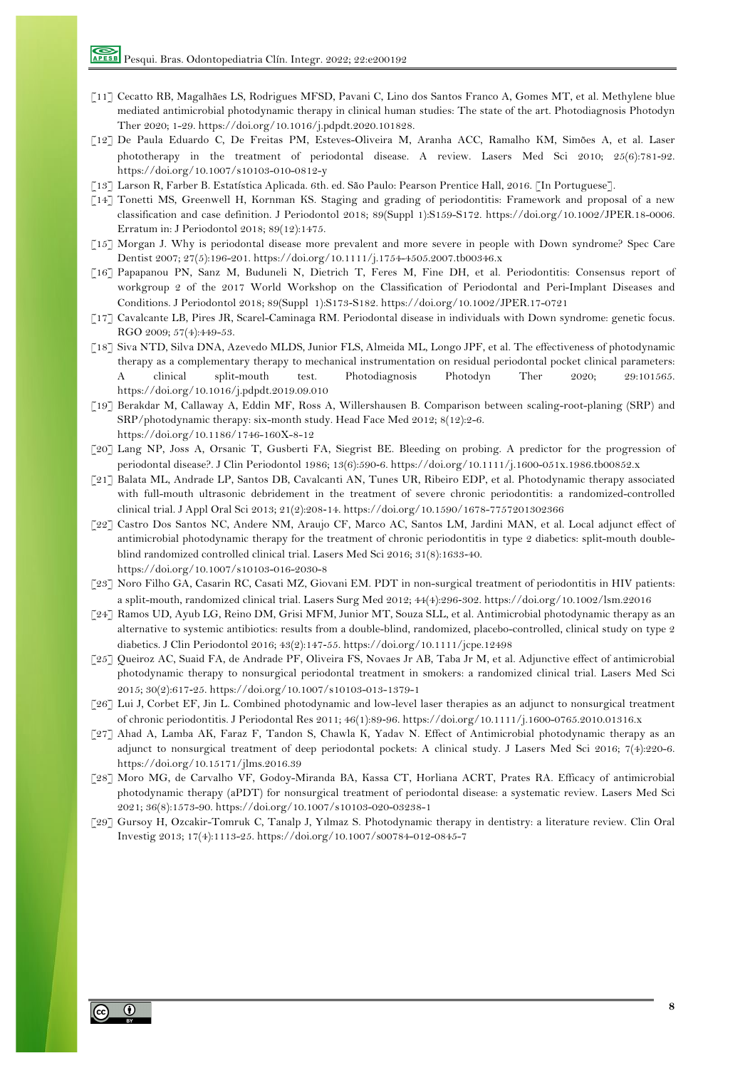[11] Cecatto RB, Magalhães LS, Rodrigues MFSD, Pavani C, Lino dos Santos Franco A, Gomes MT, et al. Methylene blue mediated antimicrobial photodynamic therapy in clinical human studies: The state of the art. Photodiagnosis Photodyn Ther 2020; 1-29. https://doi.org/10.1016/j.pdpdt.2020.101828.

[12] De Paula Eduardo C, De Freitas PM, Esteves-Oliveira M, Aranha ACC, Ramalho KM, Simões A, et al. Laser phototherapy in the treatment of periodontal disease. A review. Lasers Med Sci 2010; 25(6):781-92. https://doi.org/10.1007/s10103-010-0812-y

[13] Larson R, Farber B. Estatística Aplicada. 6th. ed. São Paulo: Pearson Prentice Hall, 2016. [In Portuguese].

[14] Tonetti MS, Greenwell H, Kornman KS. Staging and grading of periodontitis: Framework and proposal of a new classification and case definition. J Periodontol 2018; 89(Suppl 1):S159-S172. https://doi.org/10.1002/JPER.18-0006. Erratum in: J Periodontol 2018; 89(12):1475.

[15] Morgan J. Why is periodontal disease more prevalent and more severe in people with Down syndrome? Spec Care Dentist 2007; 27(5):196-201. https://doi.org/10.1111/j.1754-4505.2007.tb00346.x

[16] Papapanou PN, Sanz M, Buduneli N, Dietrich T, Feres M, Fine DH, et al. Periodontitis: Consensus report of workgroup 2 of the 2017 World Workshop on the Classification of Periodontal and Peri-Implant Diseases and Conditions. J Periodontol 2018; 89(Suppl 1):S173-S182. https://doi.org/10.1002/JPER.17-0721

[17] Cavalcante LB, Pires JR, Scarel-Caminaga RM. Periodontal disease in individuals with Down syndrome: genetic focus. RGO 2009; 57(4):449-53.

[18] Siva NTD, Silva DNA, Azevedo MLDS, Junior FLS, Almeida ML, Longo JPF, et al. The effectiveness of photodynamic therapy as a complementary therapy to mechanical instrumentation on residual periodontal pocket clinical parameters: A clinical split-mouth test. Photodiagnosis Photodyn Ther 2020; 29:101565. https://doi.org/10.1016/j.pdpdt.2019.09.010

[19] Berakdar M, Callaway A, Eddin MF, Ross A, Willershausen B. Comparison between scaling-root-planing (SRP) and SRP/photodynamic therapy: six-month study. Head Face Med 2012; 8(12):2-6. https://doi.org/10.1186/1746-160X-8-12

[20] Lang NP, Joss A, Orsanic T, Gusberti FA, Siegrist BE. Bleeding on probing. A predictor for the progression of periodontal disease?. J Clin Periodontol 1986; 13(6):590-6. https://doi.org/10.1111/j.1600-051x.1986.tb00852.x

[21] Balata ML, Andrade LP, Santos DB, Cavalcanti AN, Tunes UR, Ribeiro EDP, et al. Photodynamic therapy associated with full-mouth ultrasonic debridement in the treatment of severe chronic periodontitis: a randomized-controlled clinical trial. J Appl Oral Sci 2013; 21(2):208-14. https://doi.org/10.1590/1678-7757201302366

[22] Castro Dos Santos NC, Andere NM, Araujo CF, Marco AC, Santos LM, Jardini MAN, et al. Local adjunct effect of antimicrobial photodynamic therapy for the treatment of chronic periodontitis in type 2 diabetics: split-mouth double-blind randomized controlled clinical trial. Lasers Med Sci 2016; 31(8):1633-40. https://doi.org/10.1007/s10103-016-2030-8

[23] Noro Filho GA, Casarin RC, Casati MZ, Giovani EM. PDT in non-surgical treatment of periodontitis in HIV patients: a split-mouth, randomized clinical trial. Lasers Surg Med 2012; 44(4):296-302. https://doi.org/10.1002/lsm.22016

[24] Ramos UD, Ayub LG, Reino DM, Grisi MFM, Junior MT, Souza SLL, et al. Antimicrobial photodynamic therapy as an alternative to systemic antibiotics: results from a double-blind, randomized, placebo-controlled, clinical study on type 2 diabetics. J Clin Periodontol 2016; 43(2):147-55. https://doi.org/10.1111/jcpe.12498

[25] Queiroz AC, Suaid FA, de Andrade PF, Oliveira FS, Novaes Jr AB, Taba Jr M, et al. Adjunctive effect of antimicrobial photodynamic therapy to nonsurgical periodontal treatment in smokers: a randomized clinical trial. Lasers Med Sci 2015; 30(2):617-25. https://doi.org/10.1007/s10103-013-1379-1

[26] Lui J, Corbet EF, Jin L. Combined photodynamic and low-level laser therapies as an adjunct to nonsurgical treatment of chronic periodontitis. J Periodontal Res 2011; 46(1):89-96. https://doi.org/10.1111/j.1600-0765.2010.01316.x

[27] Ahad A, Lamba AK, Faraz F, Tandon S, Chawla K, Yadav N. Effect of Antimicrobial photodynamic therapy as an adjunct to nonsurgical treatment of deep periodontal pockets: A clinical study. J Lasers Med Sci 2016; 7(4):220-6. https://doi.org/10.15171/jlms.2016.39

[28] Moro MG, de Carvalho VF, Godoy-Miranda BA, Kassa CT, Horliana ACRT, Prates RA. Efficacy of antimicrobial photodynamic therapy (aPDT) for nonsurgical treatment of periodontal disease: a systematic review. Lasers Med Sci 2021; 36(8):1573-90. https://doi.org/10.1007/s10103-020-03238-1

[29] Gursoy H, Ozcakir-Tomruk C, Tanalp J, Yılmaz S. Photodynamic therapy in dentistry: a literature review. Clin Oral Investig 2013; 17(4):1113-25. https://doi.org/10.1007/s00784-012-0845-7